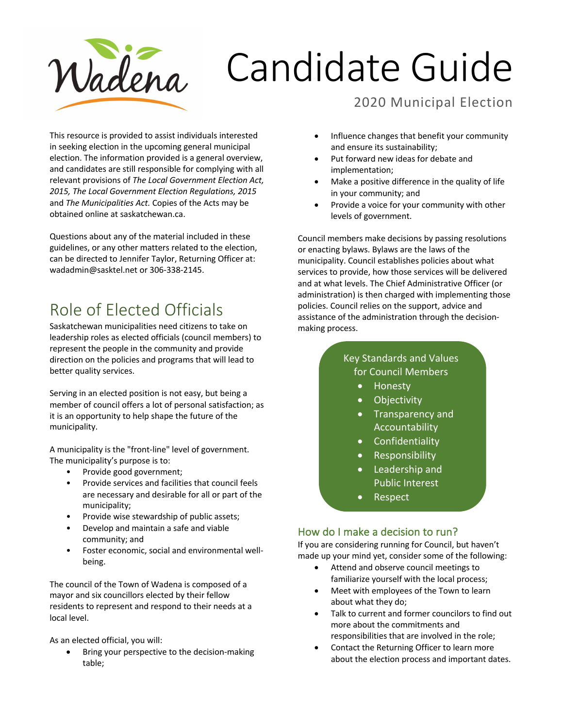# Candidate Guide

2020 Municipal Election

This resource is provided to assist individuals interested in seeking election in the upcoming general municipal election. The information provided is a general overview, and candidates are still responsible for complying with all relevant provisions of *The Local Government Election Act, 2015, The Local Government Election Regulations, 2015* and *The Municipalities Act.* Copies of the Acts may be obtained online at saskatchewan.ca.

Questions about any of the material included in these guidelines, or any other matters related to the election, can be directed to Jennifer Taylor, Returning Officer at: wadadmin@sasktel.net or 306-338-2145.

## Role of Elected Officials

Saskatchewan municipalities need citizens to take on leadership roles as elected officials (council members) to represent the people in the community and provide direction on the policies and programs that will lead to better quality services.

Serving in an elected position is not easy, but being a member of council offers a lot of personal satisfaction; as it is an opportunity to help shape the future of the municipality.

A municipality is the "front-line" level of government. The municipality's purpose is to:

- Provide good government;
- Provide services and facilities that council feels are necessary and desirable for all or part of the municipality;
- Provide wise stewardship of public assets;
- Develop and maintain a safe and viable community; and
- Foster economic, social and environmental well-being.

The council of the Town of Wadena is composed of a mayor and six councillors elected by their fellow residents to represent and respond to their needs at a local level.

As an elected official, you will:

- Bring your perspective to the decision-making table;
- Influence changes that benefit your community and ensure its sustainability;
- Put forward new ideas for debate and implementation;
- Make a positive difference in the quality of life in your community; and
- Provide a voice for your community with other levels of government.

Council members make decisions by passing resolutions or enacting bylaws. Bylaws are the laws of the municipality. Council establishes policies about what services to provide, how those services will be delivered and at what levels. The Chief Administrative Officer (or administration) is then charged with implementing those policies. Council relies on the support, advice and assistance of the administration through the decision-making process.

**Key Standards and Values for Council Members**

- Honesty
- Objectivity
- Transparency and Accountability
- Confidentiality
- Responsibility
- Leadership and Public Interest
- Respect

### How do I make a decision to run?

If you are considering running for Council, but haven't made up your mind yet, consider some of the following:

- Attend and observe council meetings to familiarize yourself with the local process;
- Meet with employees of the Town to learn about what they do;
- Talk to current and former councilors to find out more about the commitments and responsibilities that are involved in the role;
- Contact the Returning Officer to learn more about the election process and important dates.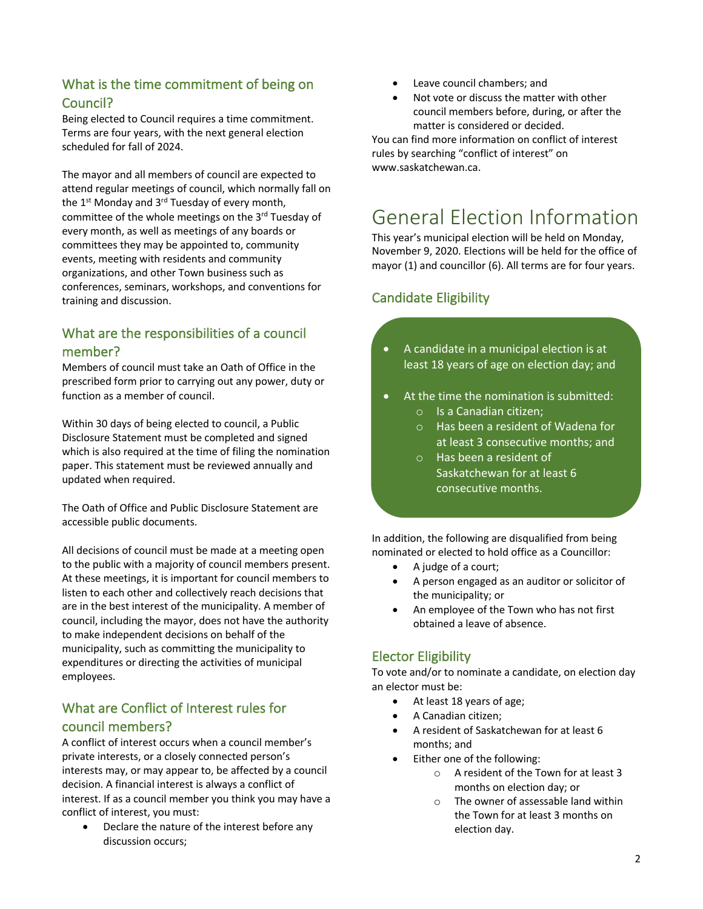## What is the time commitment of being on Council?

Being elected to Council requires a time commitment. Terms are four years, with the next general election scheduled for fall of 2024.

The mayor and all members of council are expected to attend regular meetings of council, which normally fall on the 1st Monday and 3rd Tuesday of every month, committee of the whole meetings on the 3rd Tuesday of every month, as well as meetings of any boards or committees they may be appointed to, community events, meeting with residents and community organizations, and other Town business such as conferences, seminars, workshops, and conventions for training and discussion.

## What are the responsibilities of a council member?

Members of council must take an Oath of Office in the prescribed form prior to carrying out any power, duty or function as a member of council.

Within 30 days of being elected to council, a Public Disclosure Statement must be completed and signed which is also required at the time of filing the nomination paper. This statement must be reviewed annually and updated when required.

The Oath of Office and Public Disclosure Statement are accessible public documents.

All decisions of council must be made at a meeting open to the public with a majority of council members present. At these meetings, it is important for council members to listen to each other and collectively reach decisions that are in the best interest of the municipality. A member of council, including the mayor, does not have the authority to make independent decisions on behalf of the municipality, such as committing the municipality to expenditures or directing the activities of municipal employees.

## What are Conflict of Interest rules for council members?

A conflict of interest occurs when a council member's private interests, or a closely connected person's interests may, or may appear to, be affected by a council decision. A financial interest is always a conflict of interest. If as a council member you think you may have a conflict of interest, you must:

- Declare the nature of the interest before any discussion occurs;
- Leave council chambers; and
- Not vote or discuss the matter with other council members before, during, or after the matter is considered or decided.

You can find more information on conflict of interest rules by searching "conflict of interest" on www.saskatchewan.ca.

# General Election Information

This year's municipal election will be held on Monday, November 9, 2020. Elections will be held for the office of mayor (1) and councillor (6). All terms are for four years.

## Candidate Eligibility

- A candidate in a municipal election is at least 18 years of age on election day; and
- At the time the nomination is submitted:
  - Is a Canadian citizen;
  - Has been a resident of Wadena for at least 3 consecutive months; and
  - Has been a resident of Saskatchewan for at least 6 consecutive months.

In addition, the following are disqualified from being nominated or elected to hold office as a Councillor:

- A judge of a court;
- A person engaged as an auditor or solicitor of the municipality; or
- An employee of the Town who has not first obtained a leave of absence.

## Elector Eligibility

To vote and/or to nominate a candidate, on election day an elector must be:

- At least 18 years of age;
- A Canadian citizen;
- A resident of Saskatchewan for at least 6 months; and
- Either one of the following:
  - A resident of the Town for at least 3 months on election day; or
  - The owner of assessable land within the Town for at least 3 months on election day.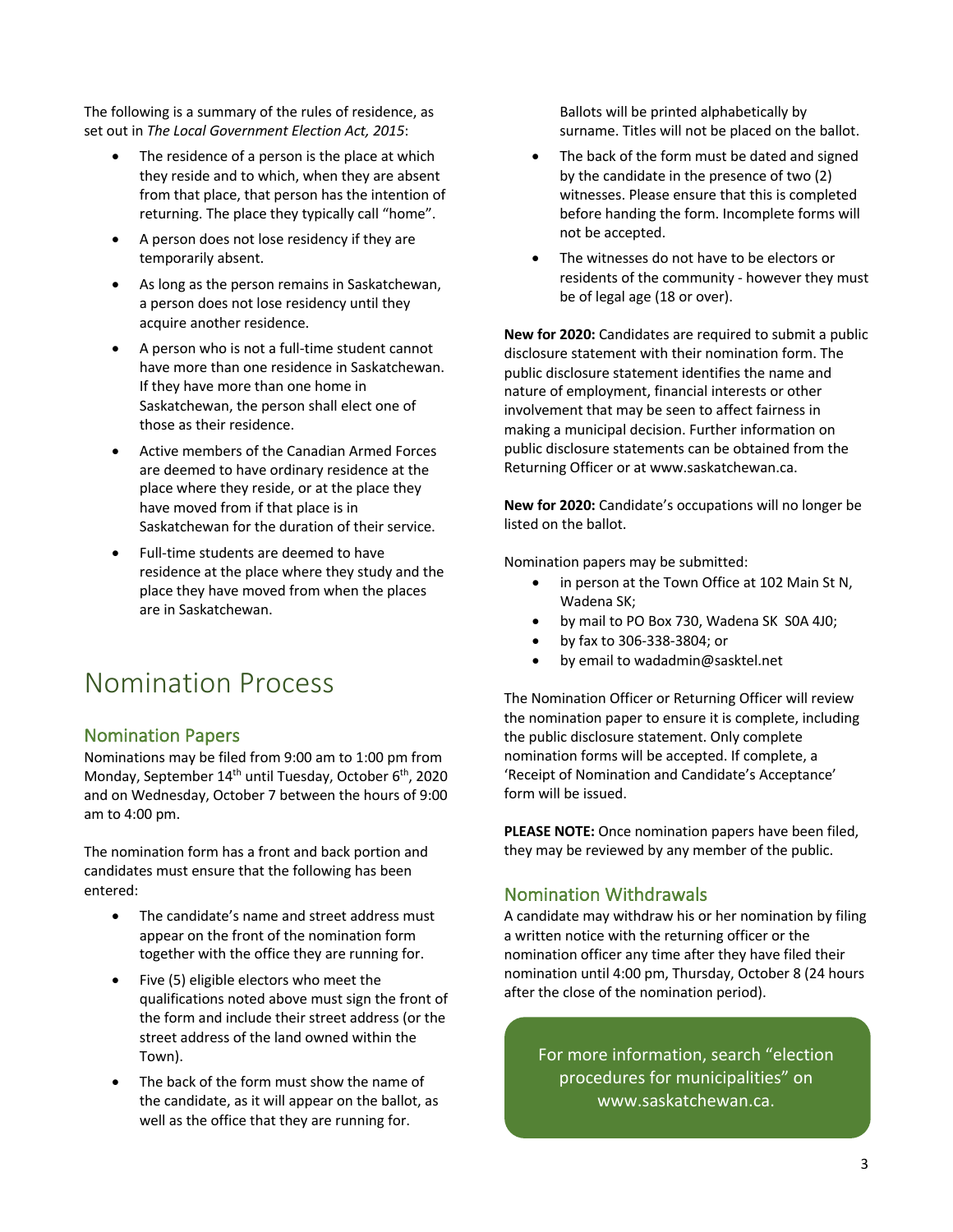The following is a summary of the rules of residence, as set out in *The Local Government Election Act, 2015*:

- The residence of a person is the place at which they reside and to which, when they are absent from that place, that person has the intention of returning. The place they typically call "home".
- A person does not lose residency if they are temporarily absent.
- As long as the person remains in Saskatchewan, a person does not lose residency until they acquire another residence.
- A person who is not a full-time student cannot have more than one residence in Saskatchewan. If they have more than one home in Saskatchewan, the person shall elect one of those as their residence.
- Active members of the Canadian Armed Forces are deemed to have ordinary residence at the place where they reside, or at the place they have moved from if that place is in Saskatchewan for the duration of their service.
- Full-time students are deemed to have residence at the place where they study and the place they have moved from when the places are in Saskatchewan.

# Nomination Process

## Nomination Papers

Nominations may be filed from 9:00 am to 1:00 pm from Monday, September 14th until Tuesday, October 6th, 2020 and on Wednesday, October 7 between the hours of 9:00 am to 4:00 pm.

The nomination form has a front and back portion and candidates must ensure that the following has been entered:

- The candidate's name and street address must appear on the front of the nomination form together with the office they are running for.
- Five (5) eligible electors who meet the qualifications noted above must sign the front of the form and include their street address (or the street address of the land owned within the Town).
- The back of the form must show the name of the candidate, as it will appear on the ballot, as well as the office that they are running for. Ballots will be printed alphabetically by surname. Titles will not be placed on the ballot.
- The back of the form must be dated and signed by the candidate in the presence of two (2) witnesses. Please ensure that this is completed before handing the form. Incomplete forms will not be accepted.
- The witnesses do not have to be electors or residents of the community - however they must be of legal age (18 or over).

**New for 2020:** Candidates are required to submit a public disclosure statement with their nomination form. The public disclosure statement identifies the name and nature of employment, financial interests or other involvement that may be seen to affect fairness in making a municipal decision. Further information on public disclosure statements can be obtained from the Returning Officer or at www.saskatchewan.ca.

**New for 2020:** Candidate's occupations will no longer be listed on the ballot.

Nomination papers may be submitted:

- in person at the Town Office at 102 Main St N, Wadena SK;
- by mail to PO Box 730, Wadena SK S0A 4J0;
- by fax to 306-338-3804; or
- by email to wadadmin@sasktel.net

The Nomination Officer or Returning Officer will review the nomination paper to ensure it is complete, including the public disclosure statement. Only complete nomination forms will be accepted. If complete, a 'Receipt of Nomination and Candidate's Acceptance' form will be issued.

**PLEASE NOTE:** Once nomination papers have been filed, they may be reviewed by any member of the public.

## Nomination Withdrawals

A candidate may withdraw his or her nomination by filing a written notice with the returning officer or the nomination officer any time after they have filed their nomination until 4:00 pm, Thursday, October 8 (24 hours after the close of the nomination period).

For more information, search "election procedures for municipalities" on www.saskatchewan.ca.